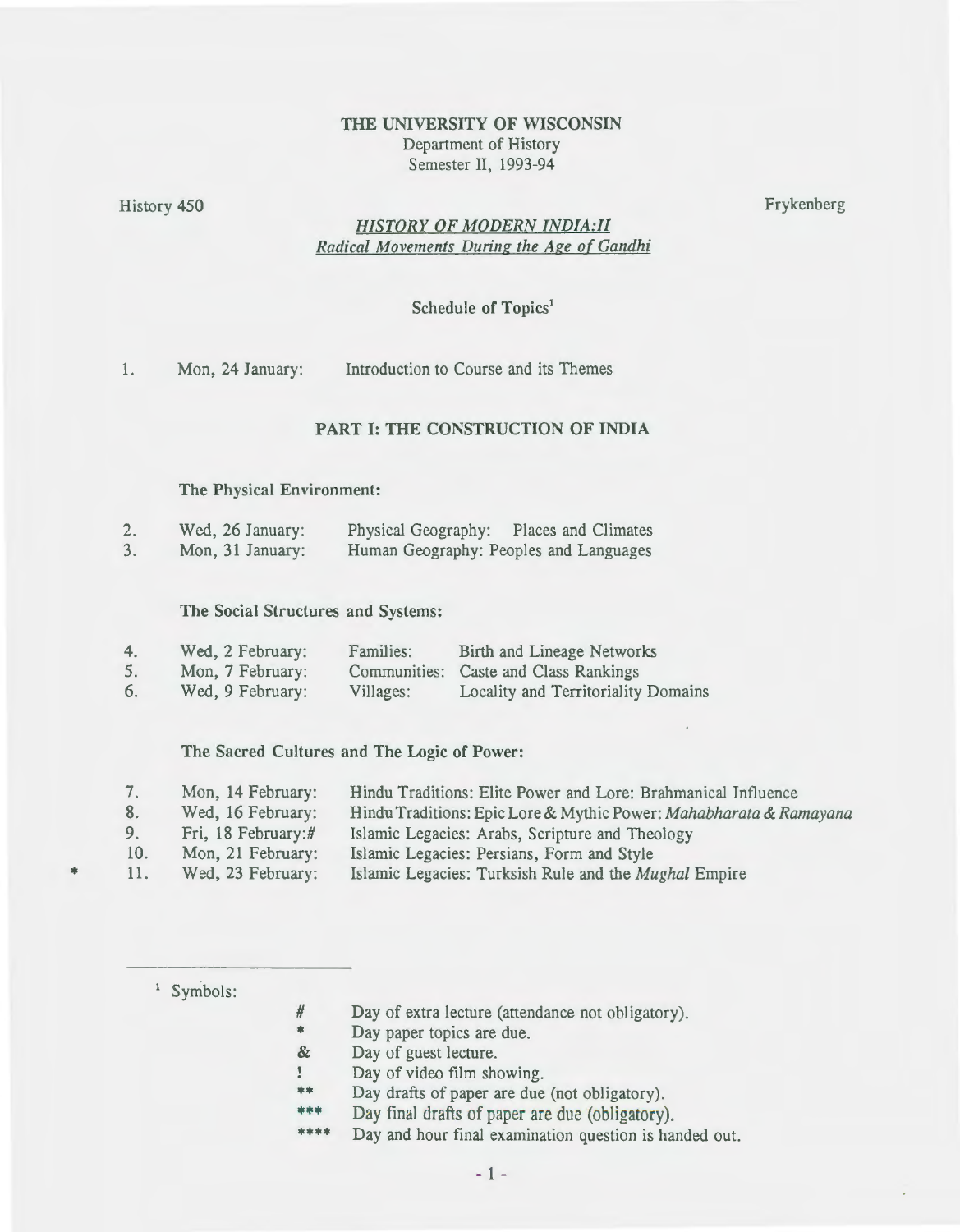**THE UNIVERSITY OF WISCONSIN**
Department of History
Semester II, 1993-94

History 450 Frykenberg

## *HISTORY OF MODERN INDIA:II*
## *Radical Movements During the Age of Gandhi*

**Schedule of Topics**[1]

1. Mon, 24 January: Introduction to Course and its Themes

### PART I: THE CONSTRUCTION OF INDIA

**The Physical Environment:**

2. Wed, 26 January: Physical Geography: Places and Climates
3. Mon, 31 January: Human Geography: Peoples and Languages

**The Social Structures and Systems:**

4. Wed, 2 February: Families: Birth and Lineage Networks
5. Mon, 7 February: Communities: Caste and Class Rankings
6. Wed, 9 February: Villages: Locality and Territoriality Domains

**The Sacred Cultures and The Logic of Power:**

7. Mon, 14 February: Hindu Traditions: Elite Power and Lore: Brahmanical Influence
8. Wed, 16 February: Hindu Traditions: Epic Lore & Mythic Power: *Mahabharata & Ramayana*
9. Fri, 18 February:# Islamic Legacies: Arabs, Scripture and Theology
10. Mon, 21 February: Islamic Legacies: Persians, Form and Style
\* 11. Wed, 23 February: Islamic Legacies: Turksish Rule and the *Mughal* Empire

---

[1] Symbols:

- # Day of extra lecture (attendance not obligatory).
- \* Day paper topics are due.
- & Day of guest lecture.
- ! Day of video film showing.
- \*\* Day drafts of paper are due (not obligatory).
- \*\*\* Day final drafts of paper are due (obligatory).
- \*\*\*\* Day and hour final examination question is handed out.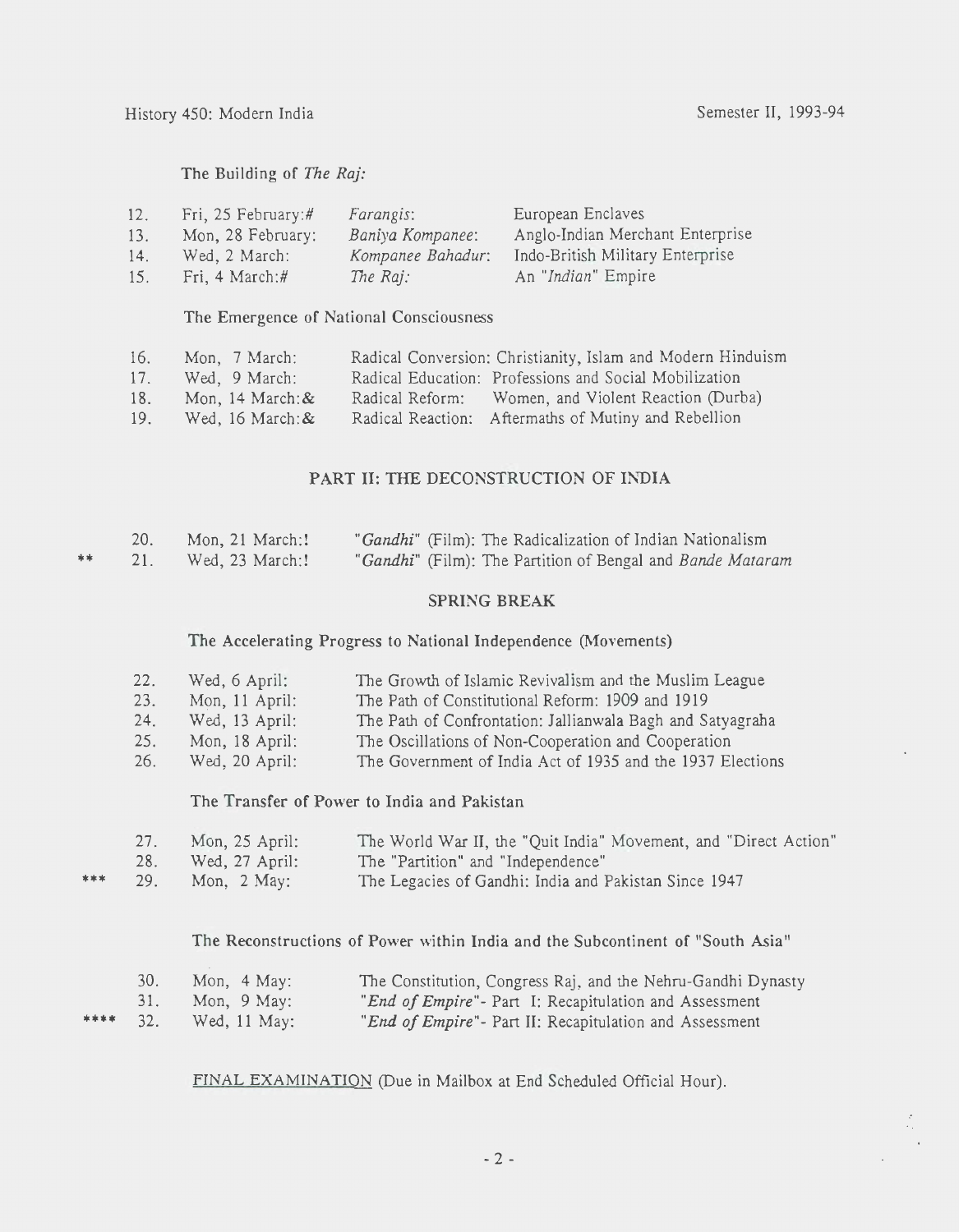### The Building of *The Raj:*

| | | | |
|---|---|---|---|
| 12. | Fri, 25 February:# | *Farangis*: | European Enclaves |
| 13. | Mon, 28 February: | *Baniya Kompanee*: | Anglo-Indian Merchant Enterprise |
| 14. | Wed, 2 March: | *Kompanee Bahadur*: | Indo-British Military Enterprise |
| 15. | Fri, 4 March:# | *The Raj:* | An "*Indian*" Empire |

### The Emergence of National Consciousness

| | | |
|---|---|---|
| 16. | Mon, 7 March: | Radical Conversion: Christianity, Islam and Modern Hinduism |
| 17. | Wed, 9 March: | Radical Education: Professions and Social Mobilization |
| 18. | Mon, 14 March:& | Radical Reform: Women, and Violent Reaction (Durba) |
| 19. | Wed, 16 March:& | Radical Reaction: Aftermaths of Mutiny and Rebellion |

## PART II: THE DECONSTRUCTION OF INDIA

| | | | |
|---|---|---|---|
| | 20. | Mon, 21 March:! | "*Gandhi*" (Film): The Radicalization of Indian Nationalism |
| ** | 21. | Wed, 23 March:! | "*Gandhi*" (Film): The Partition of Bengal and *Bande Mataram* |

### SPRING BREAK

### The Accelerating Progress to National Independence (Movements)

| | | |
|---|---|---|
| 22. | Wed, 6 April: | The Growth of Islamic Revivalism and the Muslim League |
| 23. | Mon, 11 April: | The Path of Constitutional Reform: 1909 and 1919 |
| 24. | Wed, 13 April: | The Path of Confrontation: Jallianwala Bagh and Satyagraha |
| 25. | Mon, 18 April: | The Oscillations of Non-Cooperation and Cooperation |
| 26. | Wed, 20 April: | The Government of India Act of 1935 and the 1937 Elections |

### The Transfer of Power to India and Pakistan

| | | | |
|---|---|---|---|
| | 27. | Mon, 25 April: | The World War II, the "Quit India" Movement, and "Direct Action" |
| | 28. | Wed, 27 April: | The "Partition" and "Independence" |
| *** | 29. | Mon, 2 May: | The Legacies of Gandhi: India and Pakistan Since 1947 |

### The Reconstructions of Power within India and the Subcontinent of "South Asia"

| | | | |
|---|---|---|---|
| | 30. | Mon, 4 May: | The Constitution, Congress Raj, and the Nehru-Gandhi Dynasty |
| | 31. | Mon, 9 May: | "*End of Empire*"- Part I: Recapitulation and Assessment |
| **** | 32. | Wed, 11 May: | "*End of Empire*"- Part II: Recapitulation and Assessment |

FINAL EXAMINATION (Due in Mailbox at End Scheduled Official Hour).